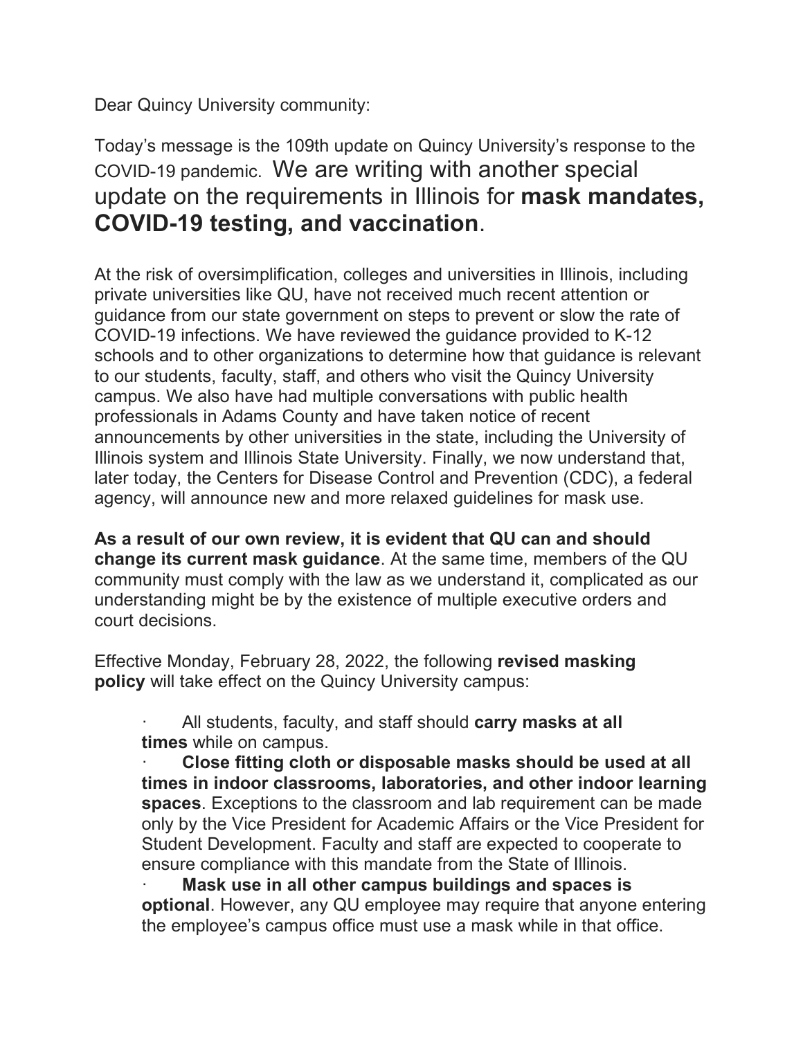Dear Quincy University community:

Today's message is the 109th update on Quincy University's response to the COVID-19 pandemic. We are writing with another special update on the requirements in Illinois for **mask mandates, COVID-19 testing, and vaccination**.

At the risk of oversimplification, colleges and universities in Illinois, including private universities like QU, have not received much recent attention or guidance from our state government on steps to prevent or slow the rate of COVID-19 infections. We have reviewed the guidance provided to K-12 schools and to other organizations to determine how that guidance is relevant to our students, faculty, staff, and others who visit the Quincy University campus. We also have had multiple conversations with public health professionals in Adams County and have taken notice of recent announcements by other universities in the state, including the University of Illinois system and Illinois State University. Finally, we now understand that, later today, the Centers for Disease Control and Prevention (CDC), a federal agency, will announce new and more relaxed guidelines for mask use.

**As a result of our own review, it is evident that QU can and should change its current mask guidance**. At the same time, members of the QU community must comply with the law as we understand it, complicated as our understanding might be by the existence of multiple executive orders and court decisions.

Effective Monday, February 28, 2022, the following **revised masking policy** will take effect on the Quincy University campus:

- All students, faculty, and staff should **carry masks at all times** while on campus.
- **Close fitting cloth or disposable masks should be used at all times in indoor classrooms, laboratories, and other indoor learning spaces**. Exceptions to the classroom and lab requirement can be made only by the Vice President for Academic Affairs or the Vice President for Student Development. Faculty and staff are expected to cooperate to ensure compliance with this mandate from the State of Illinois.
- **Mask use in all other campus buildings and spaces is optional**. However, any QU employee may require that anyone entering the employee's campus office must use a mask while in that office.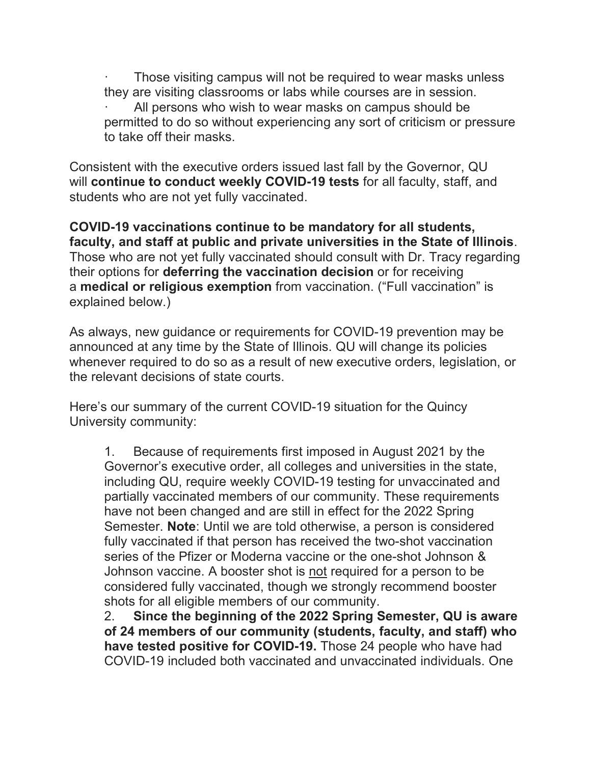- Those visiting campus will not be required to wear masks unless they are visiting classrooms or labs while courses are in session.
- All persons who wish to wear masks on campus should be permitted to do so without experiencing any sort of criticism or pressure to take off their masks.

Consistent with the executive orders issued last fall by the Governor, QU will **continue to conduct weekly COVID-19 tests** for all faculty, staff, and students who are not yet fully vaccinated.

**COVID-19 vaccinations continue to be mandatory for all students, faculty, and staff at public and private universities in the State of Illinois**. Those who are not yet fully vaccinated should consult with Dr. Tracy regarding their options for **deferring the vaccination decision** or for receiving a **medical or religious exemption** from vaccination. ("Full vaccination" is explained below.)

As always, new guidance or requirements for COVID-19 prevention may be announced at any time by the State of Illinois. QU will change its policies whenever required to do so as a result of new executive orders, legislation, or the relevant decisions of state courts.

Here's our summary of the current COVID-19 situation for the Quincy University community:

1. Because of requirements first imposed in August 2021 by the Governor's executive order, all colleges and universities in the state, including QU, require weekly COVID-19 testing for unvaccinated and partially vaccinated members of our community. These requirements have not been changed and are still in effect for the 2022 Spring Semester. **Note**: Until we are told otherwise, a person is considered fully vaccinated if that person has received the two-shot vaccination series of the Pfizer or Moderna vaccine or the one-shot Johnson & Johnson vaccine. A booster shot is <u>not</u> required for a person to be considered fully vaccinated, though we strongly recommend booster shots for all eligible members of our community.
2. **Since the beginning of the 2022 Spring Semester, QU is aware of 24 members of our community (students, faculty, and staff) who have tested positive for COVID-19.** Those 24 people who have had COVID-19 included both vaccinated and unvaccinated individuals. One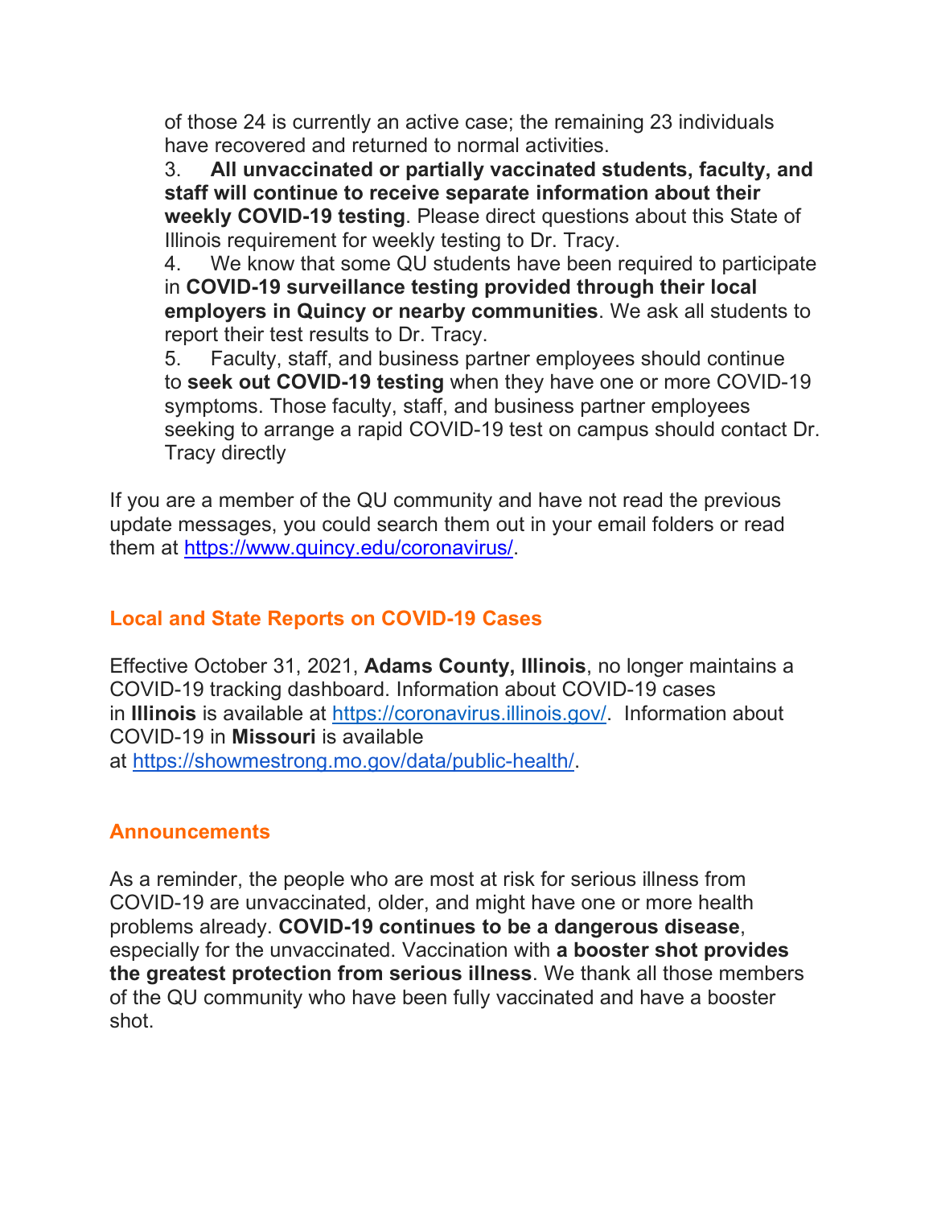of those 24 is currently an active case; the remaining 23 individuals have recovered and returned to normal activities.

3. **All unvaccinated or partially vaccinated students, faculty, and staff will continue to receive separate information about their weekly COVID-19 testing**. Please direct questions about this State of Illinois requirement for weekly testing to Dr. Tracy.
4. We know that some QU students have been required to participate in **COVID-19 surveillance testing provided through their local employers in Quincy or nearby communities**. We ask all students to report their test results to Dr. Tracy.
5. Faculty, staff, and business partner employees should continue to **seek out COVID-19 testing** when they have one or more COVID-19 symptoms. Those faculty, staff, and business partner employees seeking to arrange a rapid COVID-19 test on campus should contact Dr. Tracy directly

If you are a member of the QU community and have not read the previous update messages, you could search them out in your email folders or read them at https://www.quincy.edu/coronavirus/.

## Local and State Reports on COVID-19 Cases

Effective October 31, 2021, **Adams County, Illinois**, no longer maintains a COVID-19 tracking dashboard. Information about COVID-19 cases in **Illinois** is available at https://coronavirus.illinois.gov/. Information about COVID-19 in **Missouri** is available at https://showmestrong.mo.gov/data/public-health/.

## Announcements

As a reminder, the people who are most at risk for serious illness from COVID-19 are unvaccinated, older, and might have one or more health problems already. **COVID-19 continues to be a dangerous disease**, especially for the unvaccinated. Vaccination with **a booster shot provides the greatest protection from serious illness**. We thank all those members of the QU community who have been fully vaccinated and have a booster shot.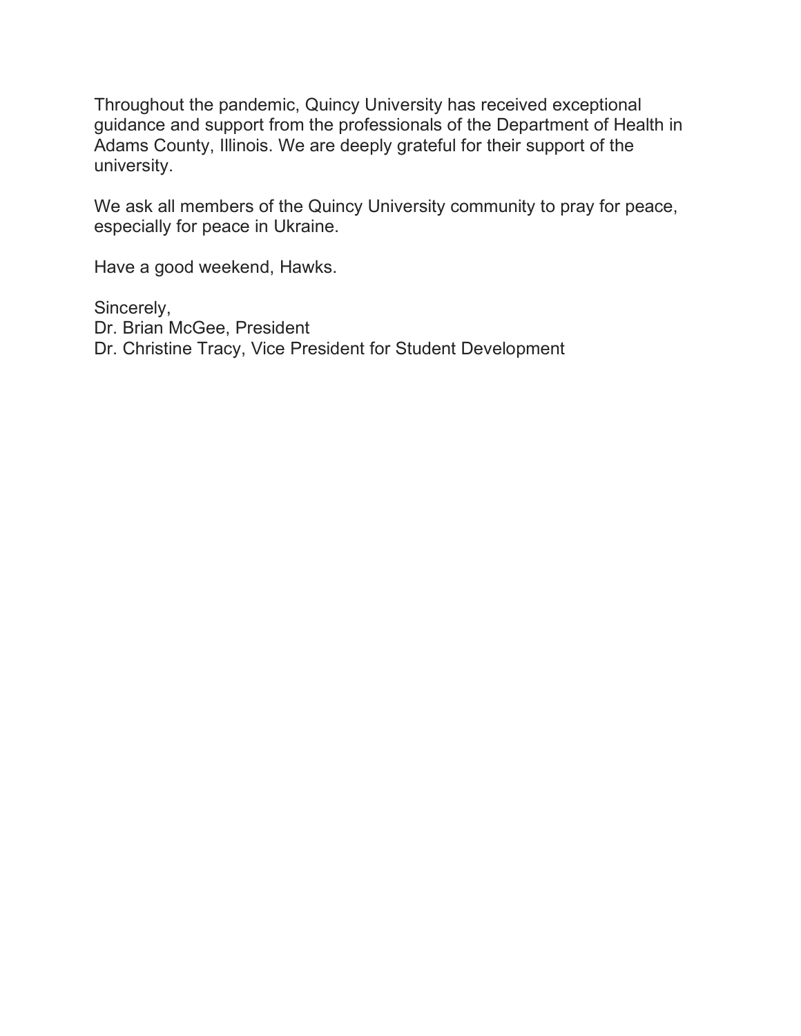Throughout the pandemic, Quincy University has received exceptional guidance and support from the professionals of the Department of Health in Adams County, Illinois. We are deeply grateful for their support of the university.

We ask all members of the Quincy University community to pray for peace, especially for peace in Ukraine.

Have a good weekend, Hawks.

Sincerely,
Dr. Brian McGee, President
Dr. Christine Tracy, Vice President for Student Development